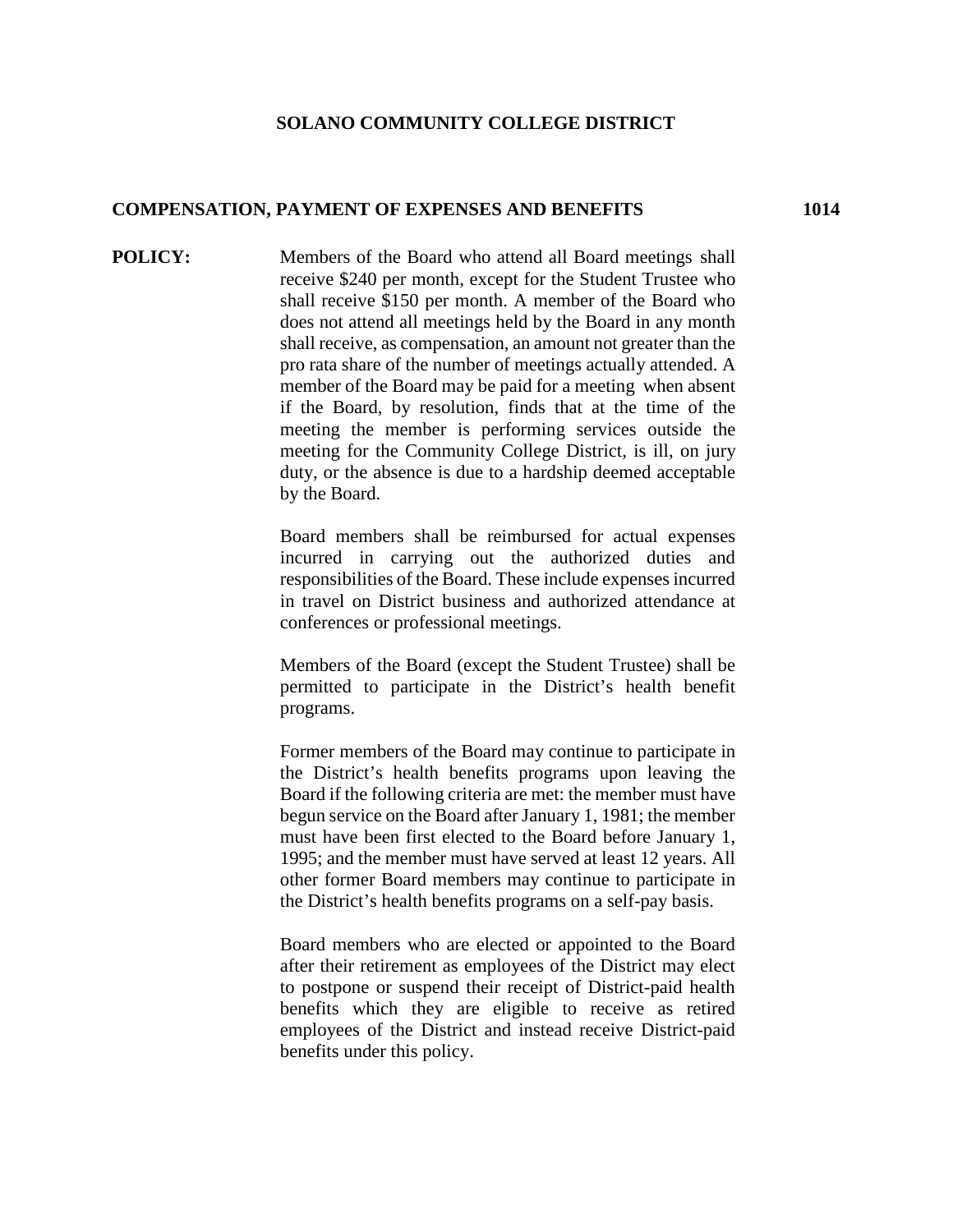# SOLANO COMMUNITY COLLEGE DISTRICT

## COMPENSATION, PAYMENT OF EXPENSES AND BENEFITS 1014

**POLICY:** Members of the Board who attend all Board meetings shall receive $240 per month, except for the Student Trustee who shall receive $150 per month. A member of the Board who does not attend all meetings held by the Board in any month shall receive, as compensation, an amount not greater than the pro rata share of the number of meetings actually attended. A member of the Board may be paid for a meeting when absent if the Board, by resolution, finds that at the time of the meeting the member is performing services outside the meeting for the Community College District, is ill, on jury duty, or the absence is due to a hardship deemed acceptable by the Board.

Board members shall be reimbursed for actual expenses incurred in carrying out the authorized duties and responsibilities of the Board. These include expenses incurred in travel on District business and authorized attendance at conferences or professional meetings.

Members of the Board (except the Student Trustee) shall be permitted to participate in the District's health benefit programs.

Former members of the Board may continue to participate in the District's health benefits programs upon leaving the Board if the following criteria are met: the member must have begun service on the Board after January 1, 1981; the member must have been first elected to the Board before January 1, 1995; and the member must have served at least 12 years. All other former Board members may continue to participate in the District's health benefits programs on a self-pay basis.

Board members who are elected or appointed to the Board after their retirement as employees of the District may elect to postpone or suspend their receipt of District-paid health benefits which they are eligible to receive as retired employees of the District and instead receive District-paid benefits under this policy.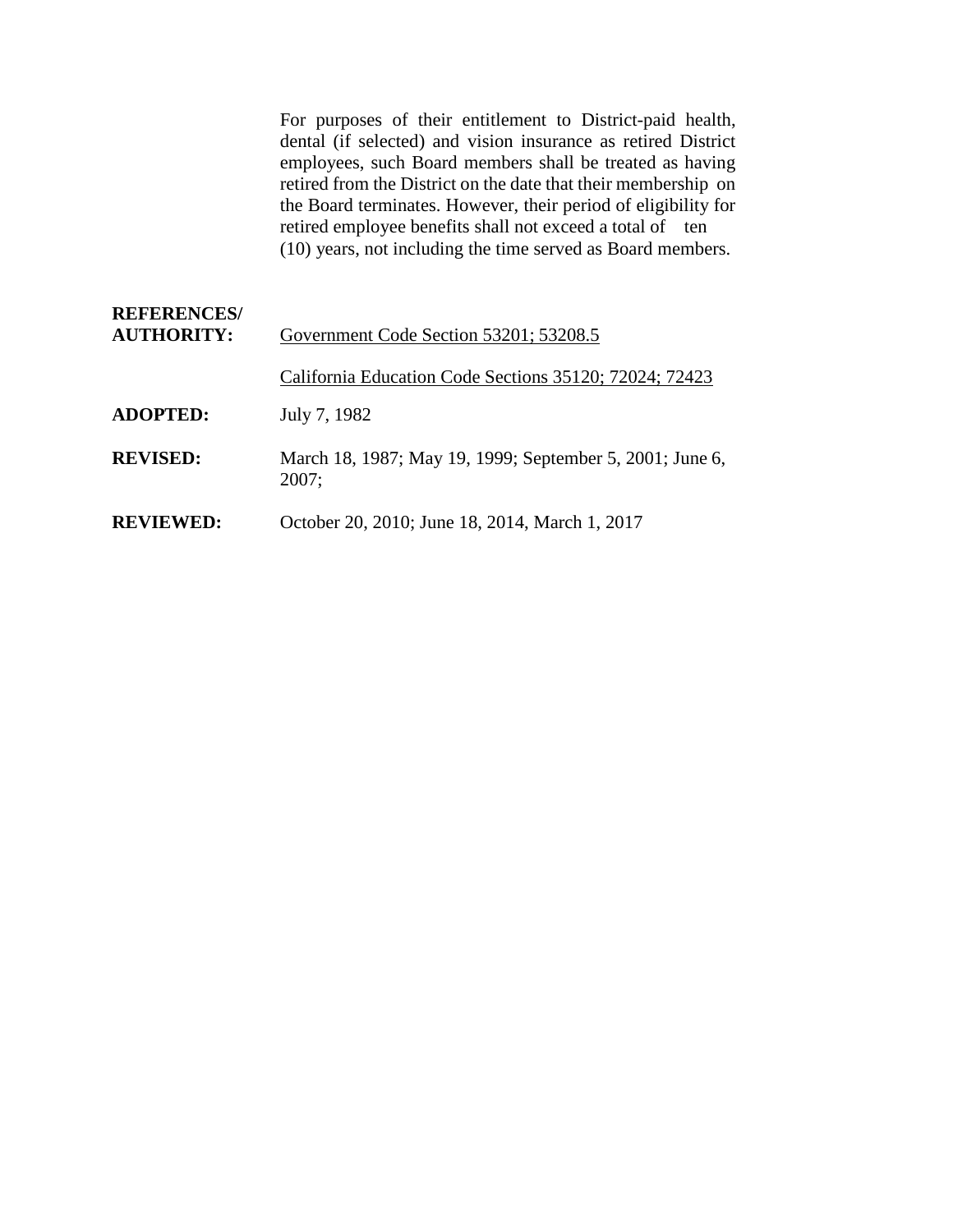For purposes of their entitlement to District-paid health, dental (if selected) and vision insurance as retired District employees, such Board members shall be treated as having retired from the District on the date that their membership on the Board terminates. However, their period of eligibility for retired employee benefits shall not exceed a total of ten (10) years, not including the time served as Board members.

**REFERENCES/ AUTHORITY:** Government Code Section 53201; 53208.5

California Education Code Sections 35120; 72024; 72423

**ADOPTED:** July 7, 1982

**REVISED:** March 18, 1987; May 19, 1999; September 5, 2001; June 6, 2007;

**REVIEWED:** October 20, 2010; June 18, 2014, March 1, 2017